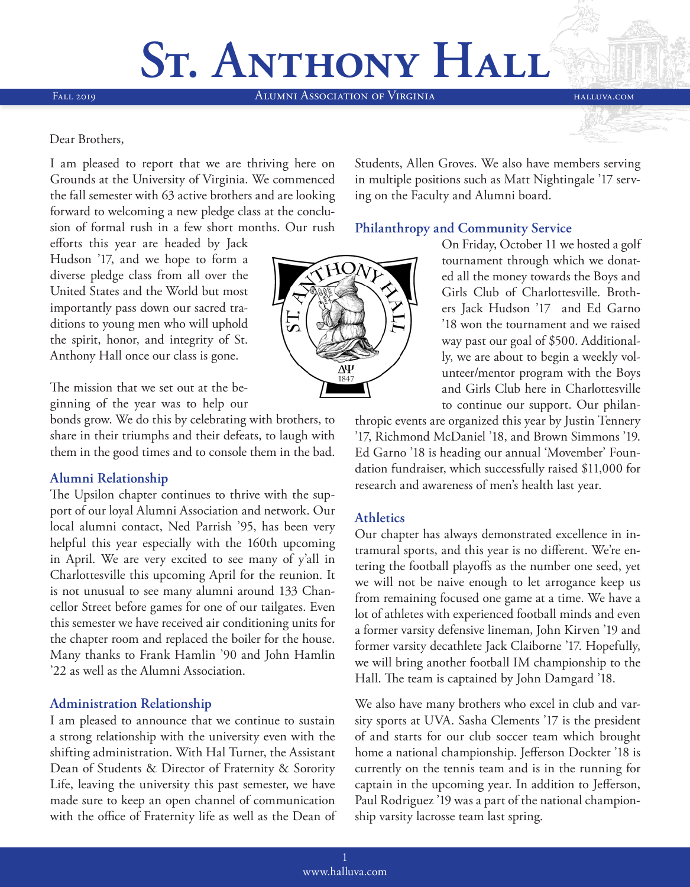# St. Anthony Hall

Fall 2019 | Alumni Association of Virginia | halluva.com

Dear Brothers,

I am pleased to report that we are thriving here on Grounds at the University of Virginia. We commenced the fall semester with 63 active brothers and are looking forward to welcoming a new pledge class at the conclusion of formal rush in a few short months. Our rush efforts this year are headed by Jack Hudson '17, and we hope to form a diverse pledge class from all over the United States and the World but most importantly pass down our sacred traditions to young men who will uphold the spirit, honor, and integrity of St. Anthony Hall once our class is gone.

The mission that we set out at the beginning of the year was to help our bonds grow. We do this by celebrating with brothers, to share in their triumphs and their defeats, to laugh with them in the good times and to console them in the bad.

## Alumni Relationship

The Upsilon chapter continues to thrive with the support of our loyal Alumni Association and network. Our local alumni contact, Ned Parrish '95, has been very helpful this year especially with the 160th upcoming in April. We are very excited to see many of y'all in Charlottesville this upcoming April for the reunion. It is not unusual to see many alumni around 133 Chancellor Street before games for one of our tailgates. Even this semester we have received air conditioning units for the chapter room and replaced the boiler for the house. Many thanks to Frank Hamlin '90 and John Hamlin '22 as well as the Alumni Association.

## Administration Relationship

I am pleased to announce that we continue to sustain a strong relationship with the university even with the shifting administration. With Hal Turner, the Assistant Dean of Students & Director of Fraternity & Sorority Life, leaving the university this past semester, we have made sure to keep an open channel of communication with the office of Fraternity life as well as the Dean of Students, Allen Groves. We also have members serving in multiple positions such as Matt Nightingale '17 serving on the Faculty and Alumni board.

## Philanthropy and Community Service

On Friday, October 11 we hosted a golf tournament through which we donated all the money towards the Boys and Girls Club of Charlottesville. Brothers Jack Hudson '17 and Ed Garno '18 won the tournament and we raised way past our goal of $500. Additionally, we are about to begin a weekly volunteer/mentor program with the Boys and Girls Club here in Charlottesville to continue our support. Our philanthropic events are organized this year by Justin Tennery '17, Richmond McDaniel '18, and Brown Simmons '19. Ed Garno '18 is heading our annual 'Movember' Foundation fundraiser, which successfully raised $11,000 for research and awareness of men's health last year.

## Athletics

Our chapter has always demonstrated excellence in intramural sports, and this year is no different. We're entering the football playoffs as the number one seed, yet we will not be naive enough to let arrogance keep us from remaining focused one game at a time. We have a lot of athletes with experienced football minds and even a former varsity defensive lineman, John Kirven '19 and former varsity decathlete Jack Claiborne '17. Hopefully, we will bring another football IM championship to the Hall. The team is captained by John Damgard '18.

We also have many brothers who excel in club and varsity sports at UVA. Sasha Clements '17 is the president of and starts for our club soccer team which brought home a national championship. Jefferson Dockter '18 is currently on the tennis team and is in the running for captain in the upcoming year. In addition to Jefferson, Paul Rodriguez '19 was a part of the national championship varsity lacrosse team last spring.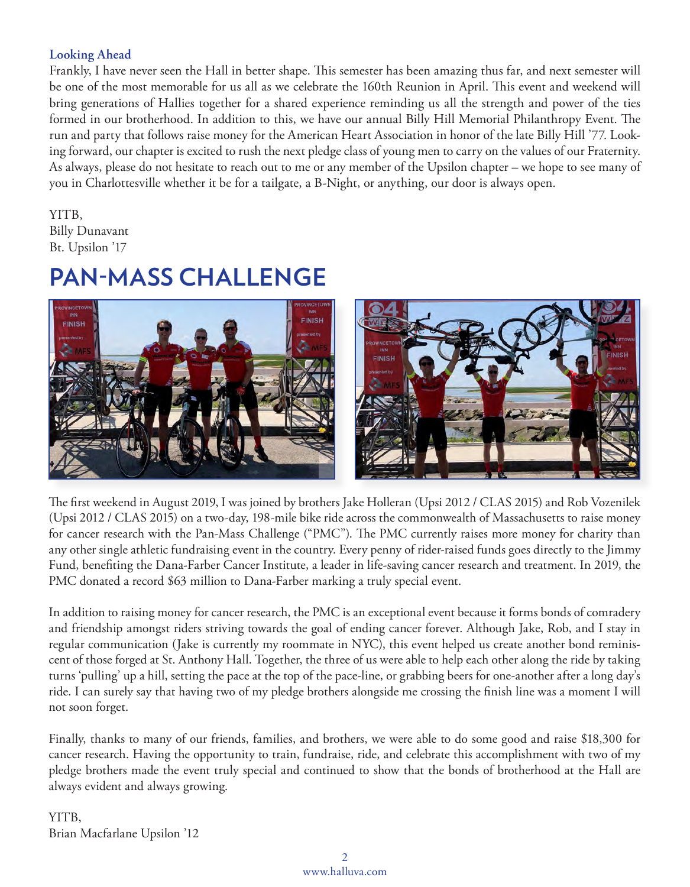### Looking Ahead

Frankly, I have never seen the Hall in better shape. This semester has been amazing thus far, and next semester will be one of the most memorable for us all as we celebrate the 160th Reunion in April. This event and weekend will bring generations of Hallies together for a shared experience reminding us all the strength and power of the ties formed in our brotherhood. In addition to this, we have our annual Billy Hill Memorial Philanthropy Event. The run and party that follows raise money for the American Heart Association in honor of the late Billy Hill '77. Looking forward, our chapter is excited to rush the next pledge class of young men to carry on the values of our Fraternity. As always, please do not hesitate to reach out to me or any member of the Upsilon chapter – we hope to see many of you in Charlottesville whether it be for a tailgate, a B-Night, or anything, our door is always open.

YITB,
Billy Dunavant
Bt. Upsilon '17

# PAN-MASS CHALLENGE

The first weekend in August 2019, I was joined by brothers Jake Holleran (Upsi 2012 / CLAS 2015) and Rob Vozenilek (Upsi 2012 / CLAS 2015) on a two-day, 198-mile bike ride across the commonwealth of Massachusetts to raise money for cancer research with the Pan-Mass Challenge ("PMC"). The PMC currently raises more money for charity than any other single athletic fundraising event in the country. Every penny of rider-raised funds goes directly to the Jimmy Fund, benefiting the Dana-Farber Cancer Institute, a leader in life-saving cancer research and treatment. In 2019, the PMC donated a record $63 million to Dana-Farber marking a truly special event.

In addition to raising money for cancer research, the PMC is an exceptional event because it forms bonds of comradery and friendship amongst riders striving towards the goal of ending cancer forever. Although Jake, Rob, and I stay in regular communication (Jake is currently my roommate in NYC), this event helped us create another bond reminiscent of those forged at St. Anthony Hall. Together, the three of us were able to help each other along the ride by taking turns 'pulling' up a hill, setting the pace at the top of the pace-line, or grabbing beers for one-another after a long day's ride. I can surely say that having two of my pledge brothers alongside me crossing the finish line was a moment I will not soon forget.

Finally, thanks to many of our friends, families, and brothers, we were able to do some good and raise $18,300 for cancer research. Having the opportunity to train, fundraise, ride, and celebrate this accomplishment with two of my pledge brothers made the event truly special and continued to show that the bonds of brotherhood at the Hall are always evident and always growing.

YITB,
Brian Macfarlane Upsilon '12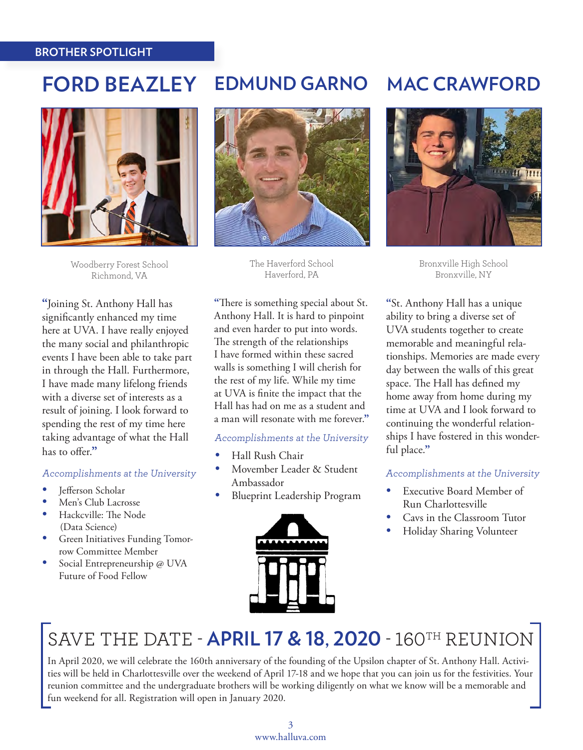BROTHER SPOTLIGHT

## FORD BEAZLEY

Woodberry Forest School
Richmond, VA

"Joining St. Anthony Hall has significantly enhanced my time here at UVA. I have really enjoyed the many social and philanthropic events I have been able to take part in through the Hall. Furthermore, I have made many lifelong friends with a diverse set of interests as a result of joining. I look forward to spending the rest of my time here taking advantage of what the Hall has to offer."

*Accomplishments at the University*

- Jefferson Scholar
- Men's Club Lacrosse
- Hackcville: The Node (Data Science)
- Green Initiatives Funding Tomorrow Committee Member
- Social Entrepreneurship @ UVA Future of Food Fellow

## EDMUND GARNO

The Haverford School
Haverford, PA

"There is something special about St. Anthony Hall. It is hard to pinpoint and even harder to put into words. The strength of the relationships I have formed within these sacred walls is something I will cherish for the rest of my life. While my time at UVA is finite the impact that the Hall has had on me as a student and a man will resonate with me forever."

*Accomplishments at the University*

- Hall Rush Chair
- Movember Leader & Student Ambassador
- Blueprint Leadership Program

## MAC CRAWFORD

Bronxville High School
Bronxville, NY

"St. Anthony Hall has a unique ability to bring a diverse set of UVA students together to create memorable and meaningful relationships. Memories are made every day between the walls of this great space. The Hall has defined my home away from home during my time at UVA and I look forward to continuing the wonderful relationships I have fostered in this wonderful place."

*Accomplishments at the University*

- Executive Board Member of Run Charlottesville
- Cavs in the Classroom Tutor
- Holiday Sharing Volunteer

## SAVE THE DATE - **APRIL 17 & 18, 2020** - 160TH REUNION

In April 2020, we will celebrate the 160th anniversary of the founding of the Upsilon chapter of St. Anthony Hall. Activities will be held in Charlottesville over the weekend of April 17-18 and we hope that you can join us for the festivities. Your reunion committee and the undergraduate brothers will be working diligently on what we know will be a memorable and fun weekend for all. Registration will open in January 2020.

www.halluva.com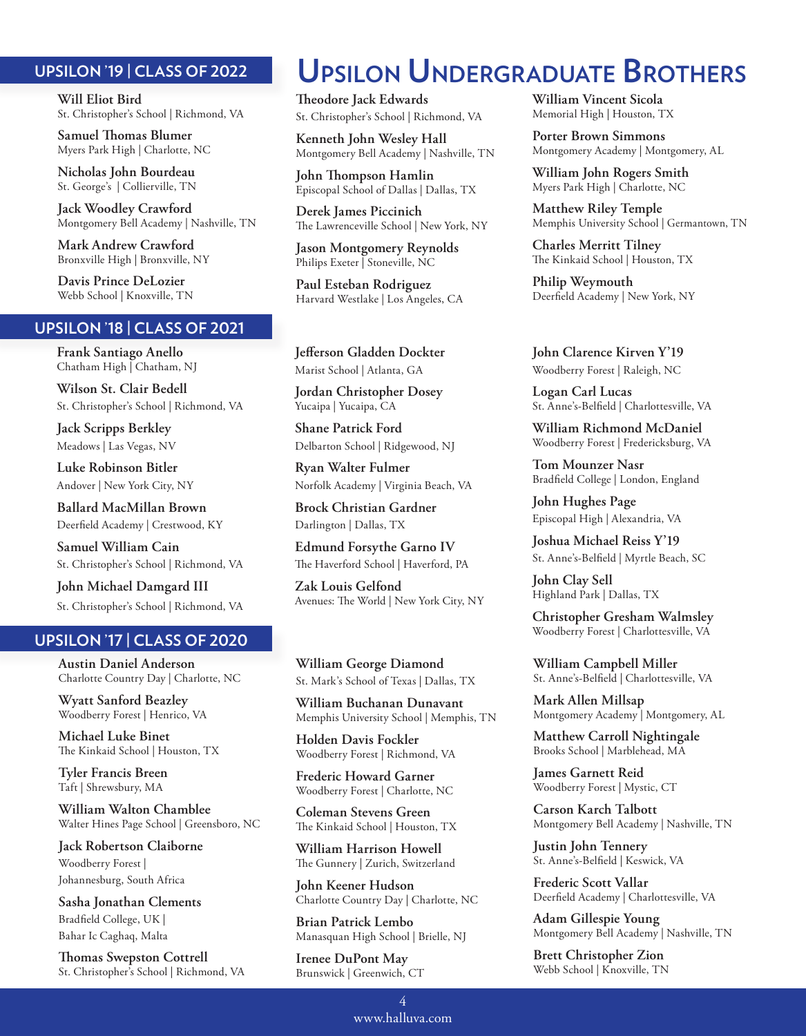# Upsilon Undergraduate Brothers

## UPSILON '19 | CLASS OF 2022

**Will Eliot Bird**
St. Christopher's School | Richmond, VA

**Samuel Thomas Blumer**
Myers Park High | Charlotte, NC

**Nicholas John Bourdeau**
St. George's | Collierville, TN

**Jack Woodley Crawford**
Montgomery Bell Academy | Nashville, TN

**Mark Andrew Crawford**
Bronxville High | Bronxville, NY

**Davis Prince DeLozier**
Webb School | Knoxville, TN

**Theodore Jack Edwards**
St. Christopher's School | Richmond, VA

**Kenneth John Wesley Hall**
Montgomery Bell Academy | Nashville, TN

**John Thompson Hamlin**
Episcopal School of Dallas | Dallas, TX

**Derek James Piccinich**
The Lawrenceville School | New York, NY

**Jason Montgomery Reynolds**
Philips Exeter | Stoneville, NC

**Paul Esteban Rodriguez**
Harvard Westlake | Los Angeles, CA

**William Vincent Sicola**
Memorial High | Houston, TX

**Porter Brown Simmons**
Montgomery Academy | Montgomery, AL

**William John Rogers Smith**
Myers Park High | Charlotte, NC

**Matthew Riley Temple**
Memphis University School | Germantown, TN

**Charles Merritt Tilney**
The Kinkaid School | Houston, TX

**Philip Weymouth**
Deerfield Academy | New York, NY

## UPSILON '18 | CLASS OF 2021

**Frank Santiago Anello**
Chatham High | Chatham, NJ

**Wilson St. Clair Bedell**
St. Christopher's School | Richmond, VA

**Jack Scripps Berkley**
Meadows | Las Vegas, NV

**Luke Robinson Bitler**
Andover | New York City, NY

**Ballard MacMillan Brown**
Deerfield Academy | Crestwood, KY

**Samuel William Cain**
St. Christopher's School | Richmond, VA

**John Michael Damgard III**
St. Christopher's School | Richmond, VA

**Jefferson Gladden Dockter**
Marist School | Atlanta, GA

**Jordan Christopher Dosey**
Yucaipa | Yucaipa, CA

**Shane Patrick Ford**
Delbarton School | Ridgewood, NJ

**Ryan Walter Fulmer**
Norfolk Academy | Virginia Beach, VA

**Brock Christian Gardner**
Darlington | Dallas, TX

**Edmund Forsythe Garno IV**
The Haverford School | Haverford, PA

**Zak Louis Gelfond**
Avenues: The World | New York City, NY

**John Clarence Kirven Y'19**
Woodberry Forest | Raleigh, NC

**Logan Carl Lucas**
St. Anne's-Belfield | Charlottesville, VA

**William Richmond McDaniel**
Woodberry Forest | Fredericksburg, VA

**Tom Mounzer Nasr**
Bradfield College | London, England

**John Hughes Page**
Episcopal High | Alexandria, VA

**Joshua Michael Reiss Y'19**
St. Anne's-Belfield | Myrtle Beach, SC

**John Clay Sell**
Highland Park | Dallas, TX

**Christopher Gresham Walmsley**
Woodberry Forest | Charlottesville, VA

## UPSILON '17 | CLASS OF 2020

**Austin Daniel Anderson**
Charlotte Country Day | Charlotte, NC

**Wyatt Sanford Beazley**
Woodberry Forest | Henrico, VA

**Michael Luke Binet**
The Kinkaid School | Houston, TX

**Tyler Francis Breen**
Taft | Shrewsbury, MA

**William Walton Chamblee**
Walter Hines Page School | Greensboro, NC

**Jack Robertson Claiborne**
Woodberry Forest | Johannesburg, South Africa

**Sasha Jonathan Clements**
Bradfield College, UK | Bahar Ic Caghaq, Malta

**Thomas Swepston Cottrell**
St. Christopher's School | Richmond, VA

**William George Diamond**
St. Mark's School of Texas | Dallas, TX

**William Buchanan Dunavant**
Memphis University School | Memphis, TN

**Holden Davis Fockler**
Woodberry Forest | Richmond, VA

**Frederic Howard Garner**
Woodberry Forest | Charlotte, NC

**Coleman Stevens Green**
The Kinkaid School | Houston, TX

**William Harrison Howell**
The Gunnery | Zurich, Switzerland

**John Keener Hudson**
Charlotte Country Day | Charlotte, NC

**Brian Patrick Lembo**
Manasquan High School | Brielle, NJ

**Irenee DuPont May**
Brunswick | Greenwich, CT

**William Campbell Miller**
St. Anne's-Belfield | Charlottesville, VA

**Mark Allen Millsap**
Montgomery Academy | Montgomery, AL

**Matthew Carroll Nightingale**
Brooks School | Marblehead, MA

**James Garnett Reid**
Woodberry Forest | Mystic, CT

**Carson Karch Talbott**
Montgomery Bell Academy | Nashville, TN

**Justin John Tennery**
St. Anne's-Belfield | Keswick, VA

**Frederic Scott Vallar**
Deerfield Academy | Charlottesville, VA

**Adam Gillespie Young**
Montgomery Bell Academy | Nashville, TN

**Brett Christopher Zion**
Webb School | Knoxville, TN

www.halluva.com